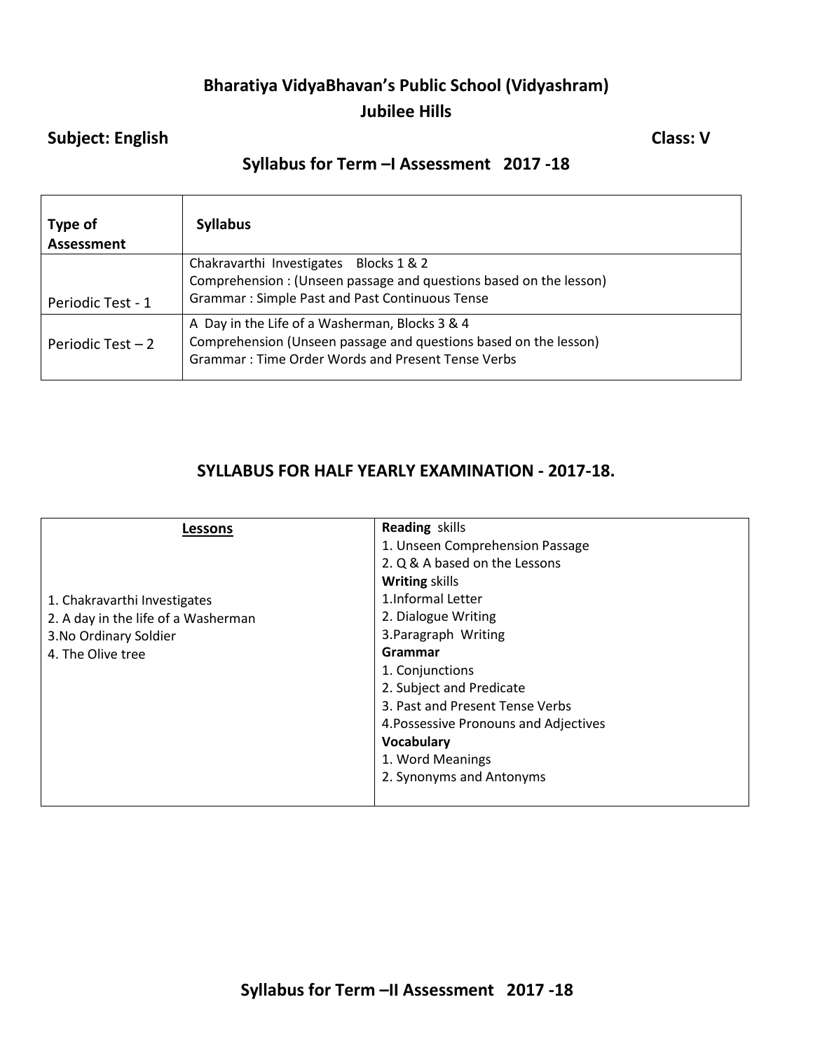# Bharatiya VidyaBhavan's Public School (Vidyashram)

## Jubilee Hills

**Subject: English** **Class: V**

## Syllabus for Term –I Assessment 2017 -18

| Type of Assessment | Syllabus |
|---|---|
| Periodic Test - 1 | Chakravarthi Investigates Blocks 1 & 2<br>Comprehension : (Unseen passage and questions based on the lesson)<br>Grammar : Simple Past and Past Continuous Tense |
| Periodic Test – 2 | A Day in the Life of a Washerman, Blocks 3 & 4<br>Comprehension (Unseen passage and questions based on the lesson)<br>Grammar : Time Order Words and Present Tense Verbs |

## SYLLABUS FOR HALF YEARLY EXAMINATION - 2017-18.

| Lessons | |
|---|---|
| 1. Chakravarthi Investigates<br>2. A day in the life of a Washerman<br>3.No Ordinary Soldier<br>4. The Olive tree | **Reading** skills<br>1. Unseen Comprehension Passage<br>2. Q & A based on the Lessons<br>**Writing** skills<br>1.Informal Letter<br>2. Dialogue Writing<br>3.Paragraph Writing<br>**Grammar**<br>1. Conjunctions<br>2. Subject and Predicate<br>3. Past and Present Tense Verbs<br>4.Possessive Pronouns and Adjectives<br>**Vocabulary**<br>1. Word Meanings<br>2. Synonyms and Antonyms |

## Syllabus for Term –II Assessment 2017 -18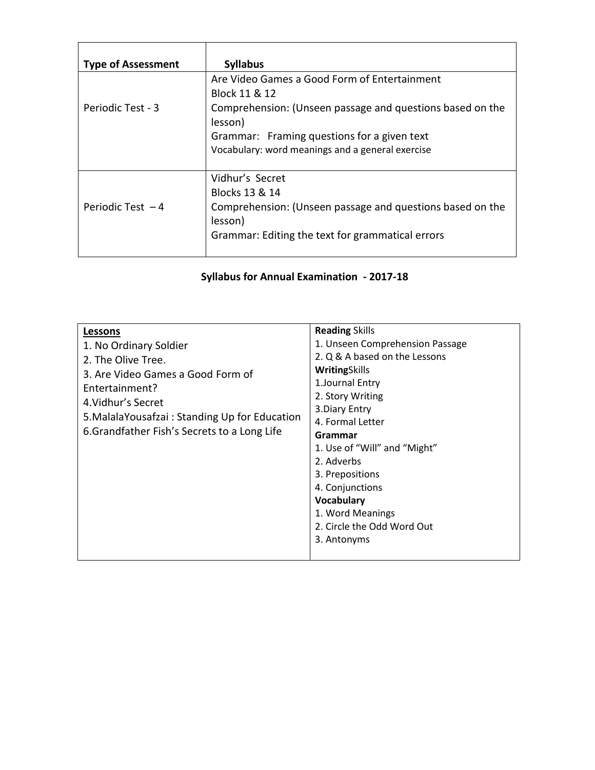| Type of Assessment | Syllabus |
|---|---|
| Periodic Test - 3 | Are Video Games a Good Form of Entertainment<br>Block 11 & 12<br>Comprehension: (Unseen passage and questions based on the lesson)<br>Grammar: Framing questions for a given text<br>Vocabulary: word meanings and a general exercise |
| Periodic Test – 4 | Vidhur's Secret<br>Blocks 13 & 14<br>Comprehension: (Unseen passage and questions based on the lesson)<br>Grammar: Editing the text for grammatical errors |

## Syllabus for Annual Examination - 2017-18

| | |
|---|---|
| **Lessons**<br>1. No Ordinary Soldier<br>2. The Olive Tree.<br>3. Are Video Games a Good Form of Entertainment?<br>4.Vidhur's Secret<br>5.MalalaYousafzai : Standing Up for Education<br>6.Grandfather Fish's Secrets to a Long Life | **Reading** Skills<br>1. Unseen Comprehension Passage<br>2. Q & A based on the Lessons<br>**Writing**Skills<br>1.Journal Entry<br>2. Story Writing<br>3.Diary Entry<br>4. Formal Letter<br>**Grammar**<br>1. Use of "Will" and "Might"<br>2. Adverbs<br>3. Prepositions<br>4. Conjunctions<br>**Vocabulary**<br>1. Word Meanings<br>2. Circle the Odd Word Out<br>3. Antonyms |